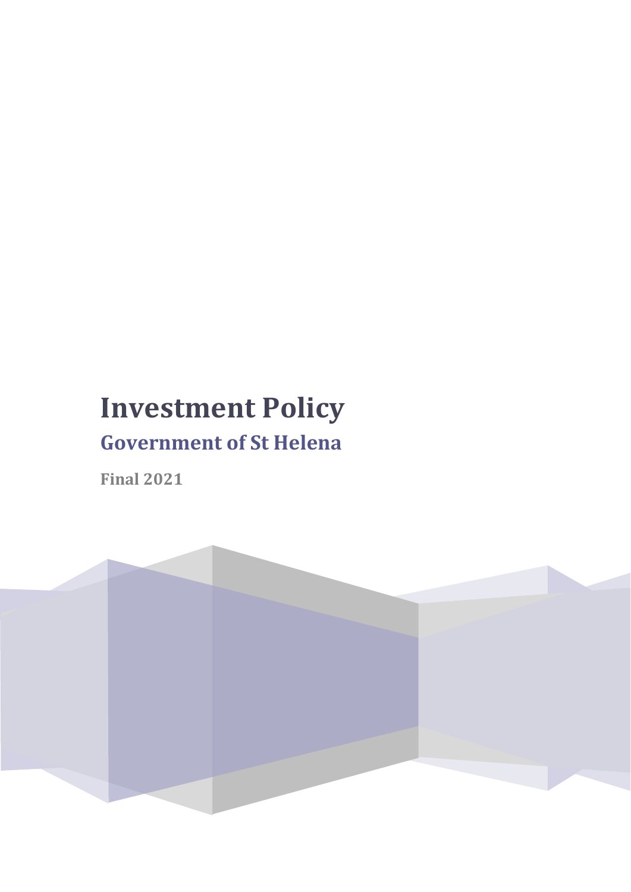# Investment Policy

## Government of St Helena

**Final 2021**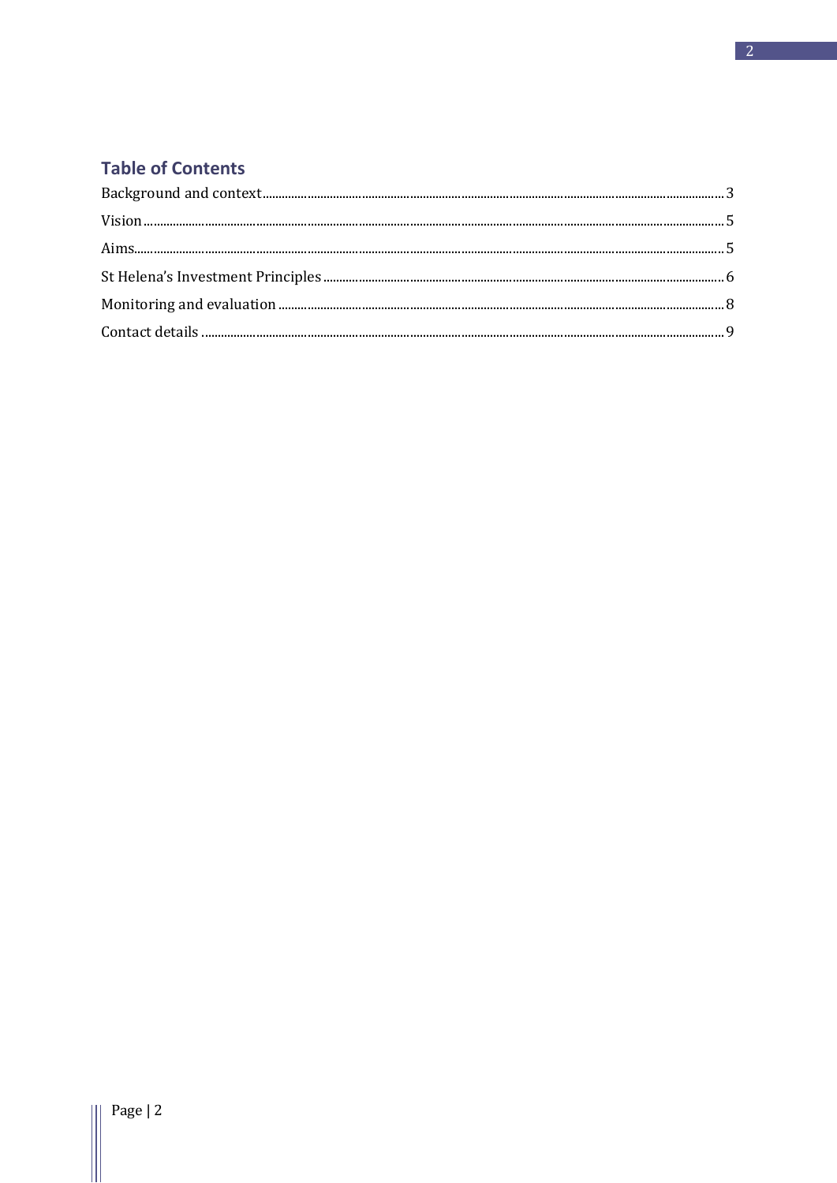## Table of Contents

Background and context ........ 3

Vision ........ 5

Aims ........ 5

St Helena's Investment Principles ........ 6

Monitoring and evaluation ........ 8

Contact details ........ 9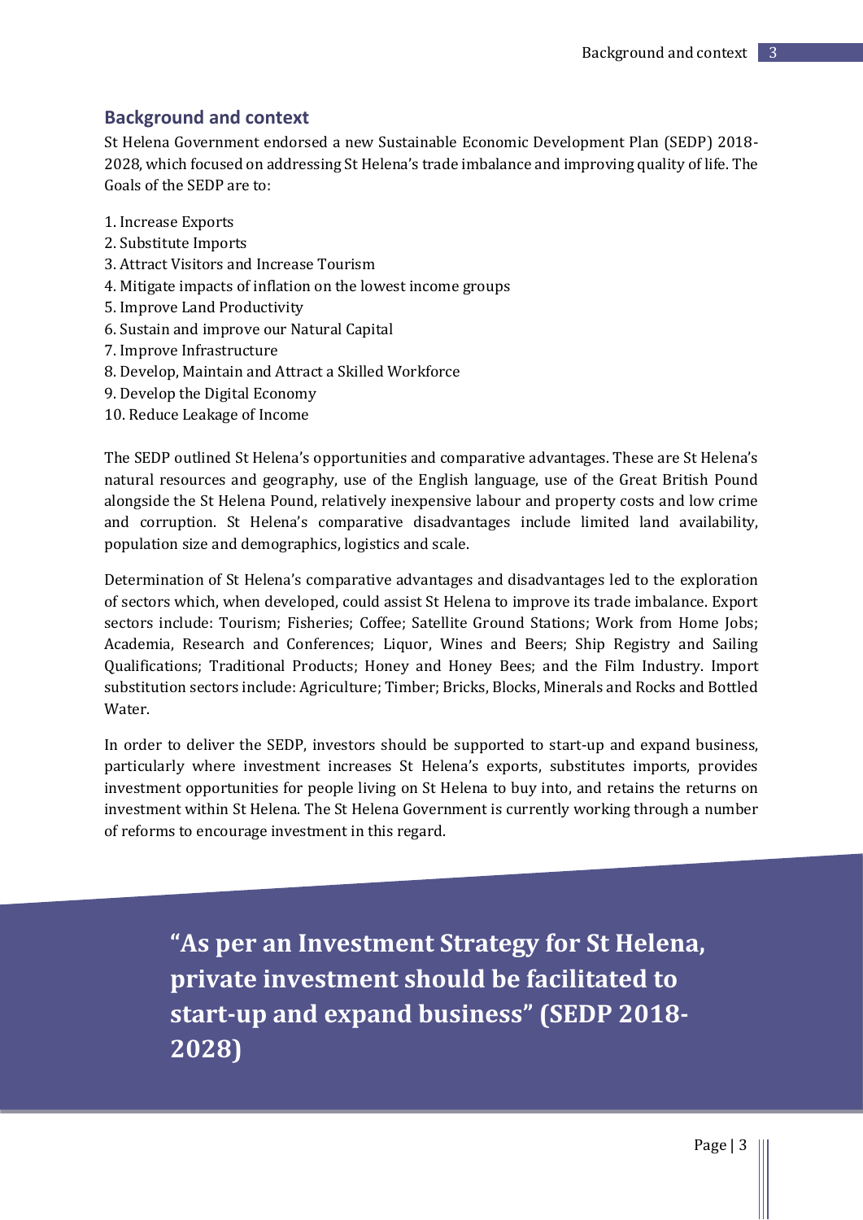## Background and context

St Helena Government endorsed a new Sustainable Economic Development Plan (SEDP) 2018-2028, which focused on addressing St Helena's trade imbalance and improving quality of life. The Goals of the SEDP are to:

1. Increase Exports
2. Substitute Imports
3. Attract Visitors and Increase Tourism
4. Mitigate impacts of inflation on the lowest income groups
5. Improve Land Productivity
6. Sustain and improve our Natural Capital
7. Improve Infrastructure
8. Develop, Maintain and Attract a Skilled Workforce
9. Develop the Digital Economy
10. Reduce Leakage of Income

The SEDP outlined St Helena's opportunities and comparative advantages. These are St Helena's natural resources and geography, use of the English language, use of the Great British Pound alongside the St Helena Pound, relatively inexpensive labour and property costs and low crime and corruption. St Helena's comparative disadvantages include limited land availability, population size and demographics, logistics and scale.

Determination of St Helena's comparative advantages and disadvantages led to the exploration of sectors which, when developed, could assist St Helena to improve its trade imbalance. Export sectors include: Tourism; Fisheries; Coffee; Satellite Ground Stations; Work from Home Jobs; Academia, Research and Conferences; Liquor, Wines and Beers; Ship Registry and Sailing Qualifications; Traditional Products; Honey and Honey Bees; and the Film Industry. Import substitution sectors include: Agriculture; Timber; Bricks, Blocks, Minerals and Rocks and Bottled Water.

In order to deliver the SEDP, investors should be supported to start-up and expand business, particularly where investment increases St Helena's exports, substitutes imports, provides investment opportunities for people living on St Helena to buy into, and retains the returns on investment within St Helena. The St Helena Government is currently working through a number of reforms to encourage investment in this regard.

> **"As per an Investment Strategy for St Helena, private investment should be facilitated to start-up and expand business" (SEDP 2018-2028)**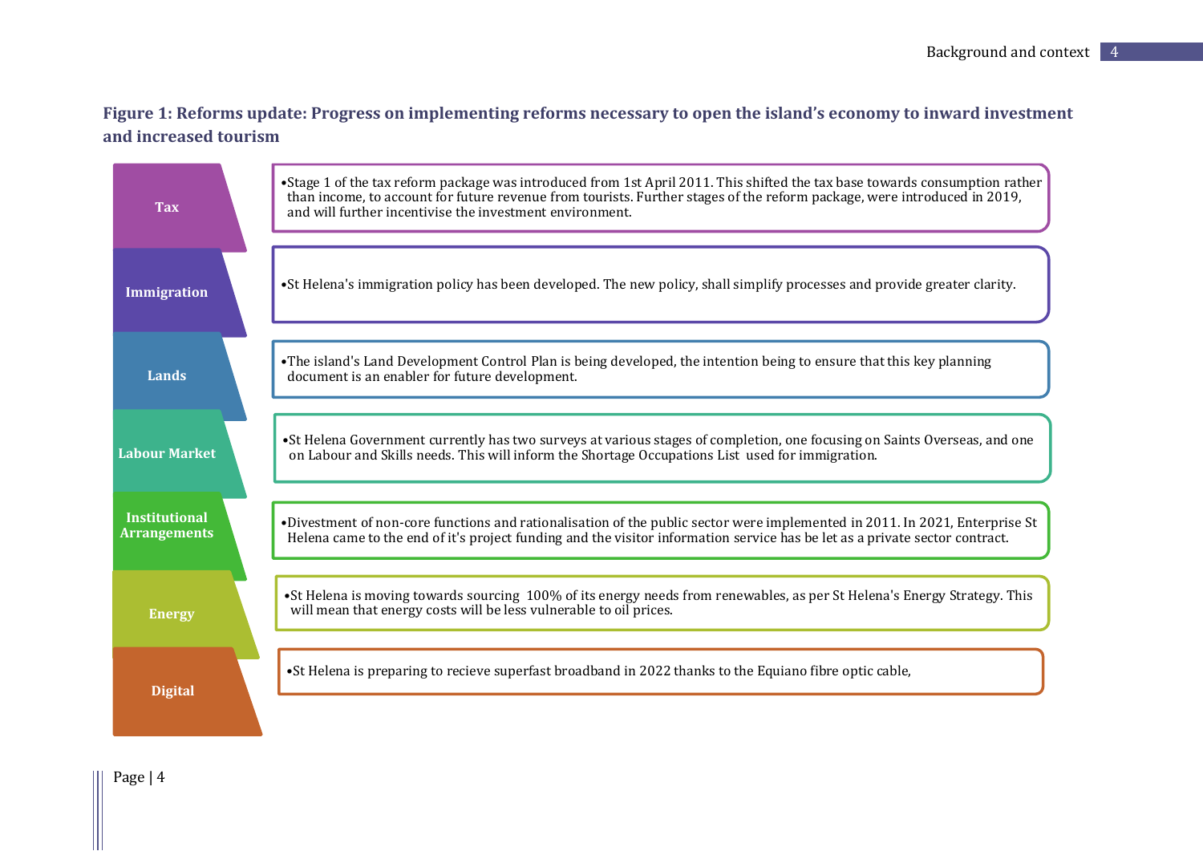**Figure 1: Reforms update: Progress on implementing reforms necessary to open the island's economy to inward investment and increased tourism**

| Area | Progress |
| --- | --- |
| Tax | Stage 1 of the tax reform package was introduced from 1st April 2011. This shifted the tax base towards consumption rather than income, to account for future revenue from tourists. Further stages of the reform package, were introduced in 2019, and will further incentivise the investment environment. |
| Immigration | St Helena's immigration policy has been developed. The new policy, shall simplify processes and provide greater clarity. |
| Lands | The island's Land Development Control Plan is being developed, the intention being to ensure that this key planning document is an enabler for future development. |
| Labour Market | St Helena Government currently has two surveys at various stages of completion, one focusing on Saints Overseas, and one on Labour and Skills needs. This will inform the Shortage Occupations List used for immigration. |
| Institutional Arrangements | Divestment of non-core functions and rationalisation of the public sector were implemented in 2011. In 2021, Enterprise St Helena came to the end of it's project funding and the visitor information service has be let as a private sector contract. |
| Energy | St Helena is moving towards sourcing 100% of its energy needs from renewables, as per St Helena's Energy Strategy. This will mean that energy costs will be less vulnerable to oil prices. |
| Digital | St Helena is preparing to recieve superfast broadband in 2022 thanks to the Equiano fibre optic cable, |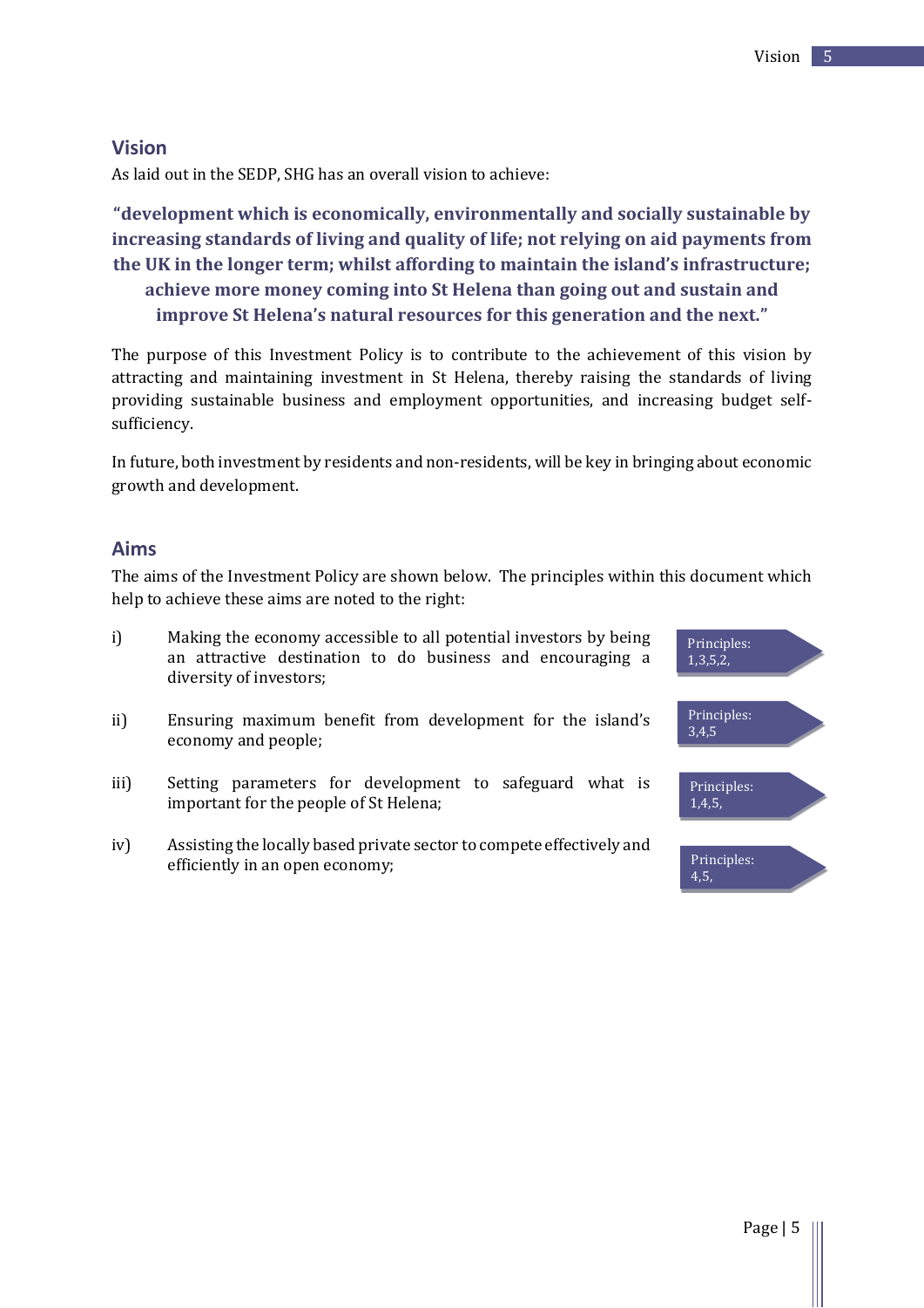## Vision

As laid out in the SEDP, SHG has an overall vision to achieve:

**"development which is economically, environmentally and socially sustainable by increasing standards of living and quality of life; not relying on aid payments from the UK in the longer term; whilst affording to maintain the island's infrastructure; achieve more money coming into St Helena than going out and sustain and improve St Helena's natural resources for this generation and the next."**

The purpose of this Investment Policy is to contribute to the achievement of this vision by attracting and maintaining investment in St Helena, thereby raising the standards of living providing sustainable business and employment opportunities, and increasing budget self-sufficiency.

In future, both investment by residents and non-residents, will be key in bringing about economic growth and development.

## Aims

The aims of the Investment Policy are shown below. The principles within this document which help to achieve these aims are noted to the right:

i) Making the economy accessible to all potential investors by being an attractive destination to do business and encouraging a diversity of investors; — Principles: 1,3,5,2,

ii) Ensuring maximum benefit from development for the island's economy and people; — Principles: 3,4,5

iii) Setting parameters for development to safeguard what is important for the people of St Helena; — Principles: 1,4,5,

iv) Assisting the locally based private sector to compete effectively and efficiently in an open economy; — Principles: 4,5,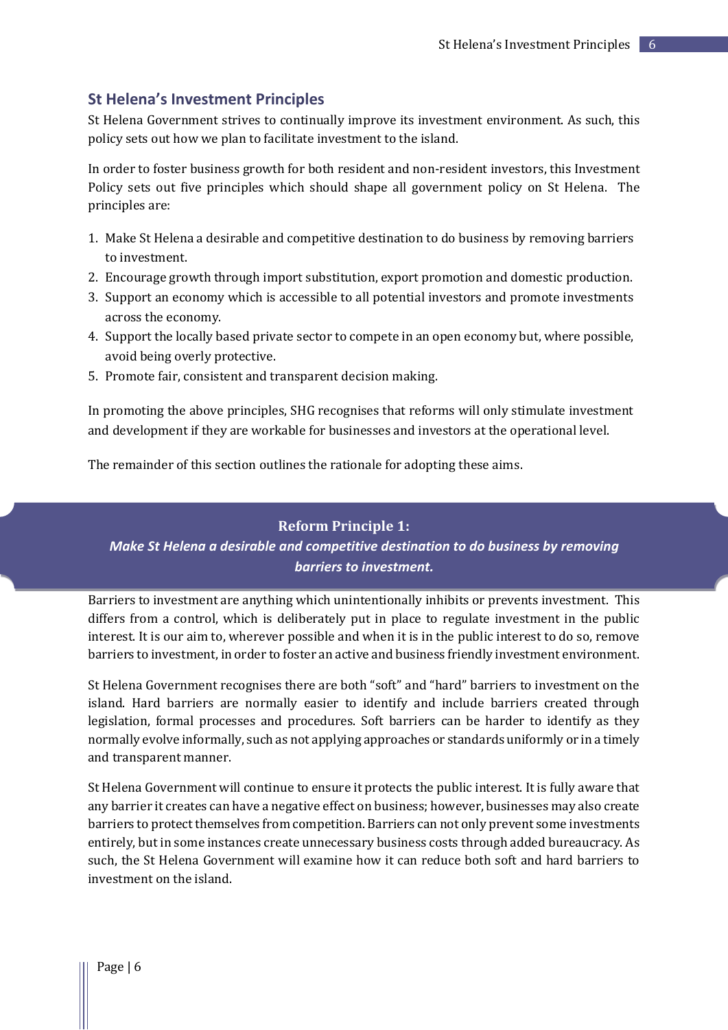## St Helena's Investment Principles

St Helena Government strives to continually improve its investment environment. As such, this policy sets out how we plan to facilitate investment to the island.

In order to foster business growth for both resident and non-resident investors, this Investment Policy sets out five principles which should shape all government policy on St Helena. The principles are:

1. Make St Helena a desirable and competitive destination to do business by removing barriers to investment.
2. Encourage growth through import substitution, export promotion and domestic production.
3. Support an economy which is accessible to all potential investors and promote investments across the economy.
4. Support the locally based private sector to compete in an open economy but, where possible, avoid being overly protective.
5. Promote fair, consistent and transparent decision making.

In promoting the above principles, SHG recognises that reforms will only stimulate investment and development if they are workable for businesses and investors at the operational level.

The remainder of this section outlines the rationale for adopting these aims.

### Reform Principle 1:

***Make St Helena a desirable and competitive destination to do business by removing barriers to investment.***

Barriers to investment are anything which unintentionally inhibits or prevents investment. This differs from a control, which is deliberately put in place to regulate investment in the public interest. It is our aim to, wherever possible and when it is in the public interest to do so, remove barriers to investment, in order to foster an active and business friendly investment environment.

St Helena Government recognises there are both "soft" and "hard" barriers to investment on the island. Hard barriers are normally easier to identify and include barriers created through legislation, formal processes and procedures. Soft barriers can be harder to identify as they normally evolve informally, such as not applying approaches or standards uniformly or in a timely and transparent manner.

St Helena Government will continue to ensure it protects the public interest. It is fully aware that any barrier it creates can have a negative effect on business; however, businesses may also create barriers to protect themselves from competition. Barriers can not only prevent some investments entirely, but in some instances create unnecessary business costs through added bureaucracy. As such, the St Helena Government will examine how it can reduce both soft and hard barriers to investment on the island.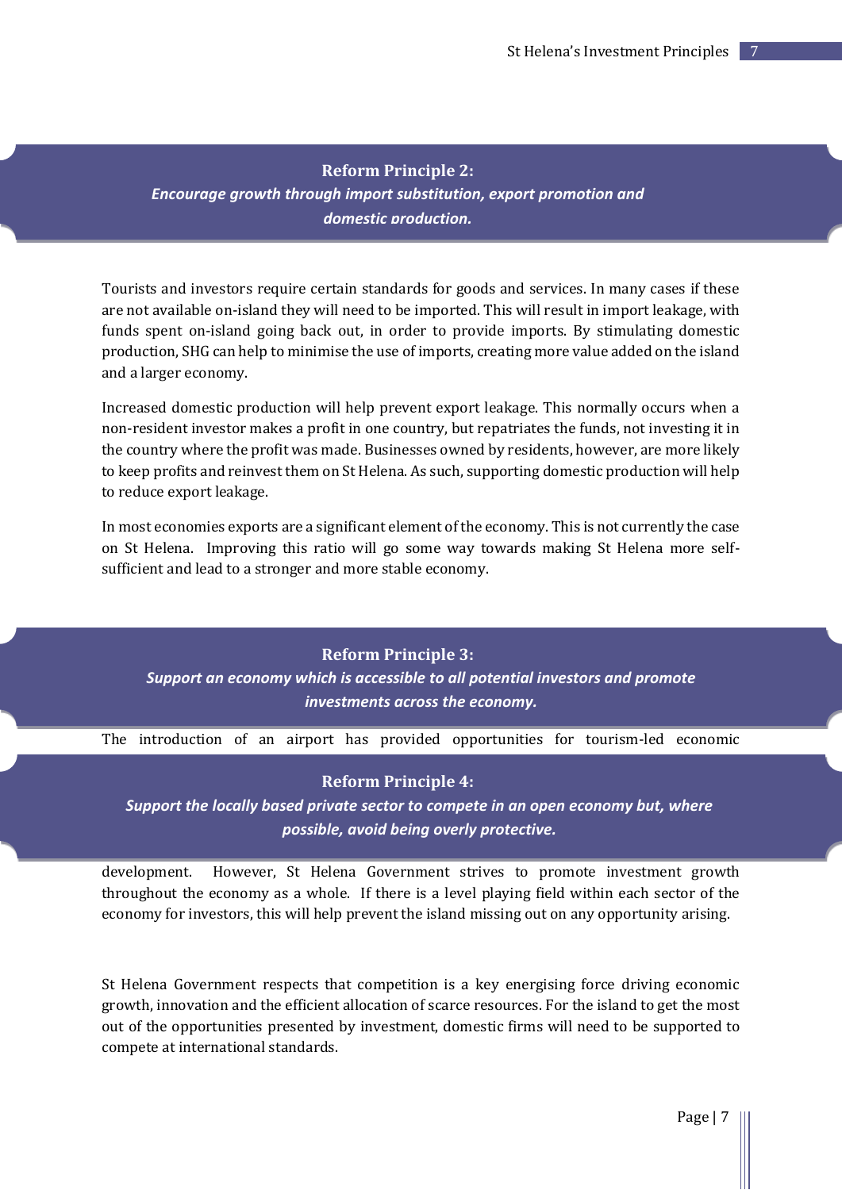## Reform Principle 2:

***Encourage growth through import substitution, export promotion and domestic production.***

Tourists and investors require certain standards for goods and services. In many cases if these are not available on-island they will need to be imported. This will result in import leakage, with funds spent on-island going back out, in order to provide imports. By stimulating domestic production, SHG can help to minimise the use of imports, creating more value added on the island and a larger economy.

Increased domestic production will help prevent export leakage. This normally occurs when a non-resident investor makes a profit in one country, but repatriates the funds, not investing it in the country where the profit was made. Businesses owned by residents, however, are more likely to keep profits and reinvest them on St Helena. As such, supporting domestic production will help to reduce export leakage.

In most economies exports are a significant element of the economy. This is not currently the case on St Helena. Improving this ratio will go some way towards making St Helena more self-sufficient and lead to a stronger and more stable economy.

## Reform Principle 3:

***Support an economy which is accessible to all potential investors and promote investments across the economy.***

The introduction of an airport has provided opportunities for tourism-led economic development. However, St Helena Government strives to promote investment growth throughout the economy as a whole. If there is a level playing field within each sector of the economy for investors, this will help prevent the island missing out on any opportunity arising.

## Reform Principle 4:

***Support the locally based private sector to compete in an open economy but, where possible, avoid being overly protective.***

St Helena Government respects that competition is a key energising force driving economic growth, innovation and the efficient allocation of scarce resources. For the island to get the most out of the opportunities presented by investment, domestic firms will need to be supported to compete at international standards.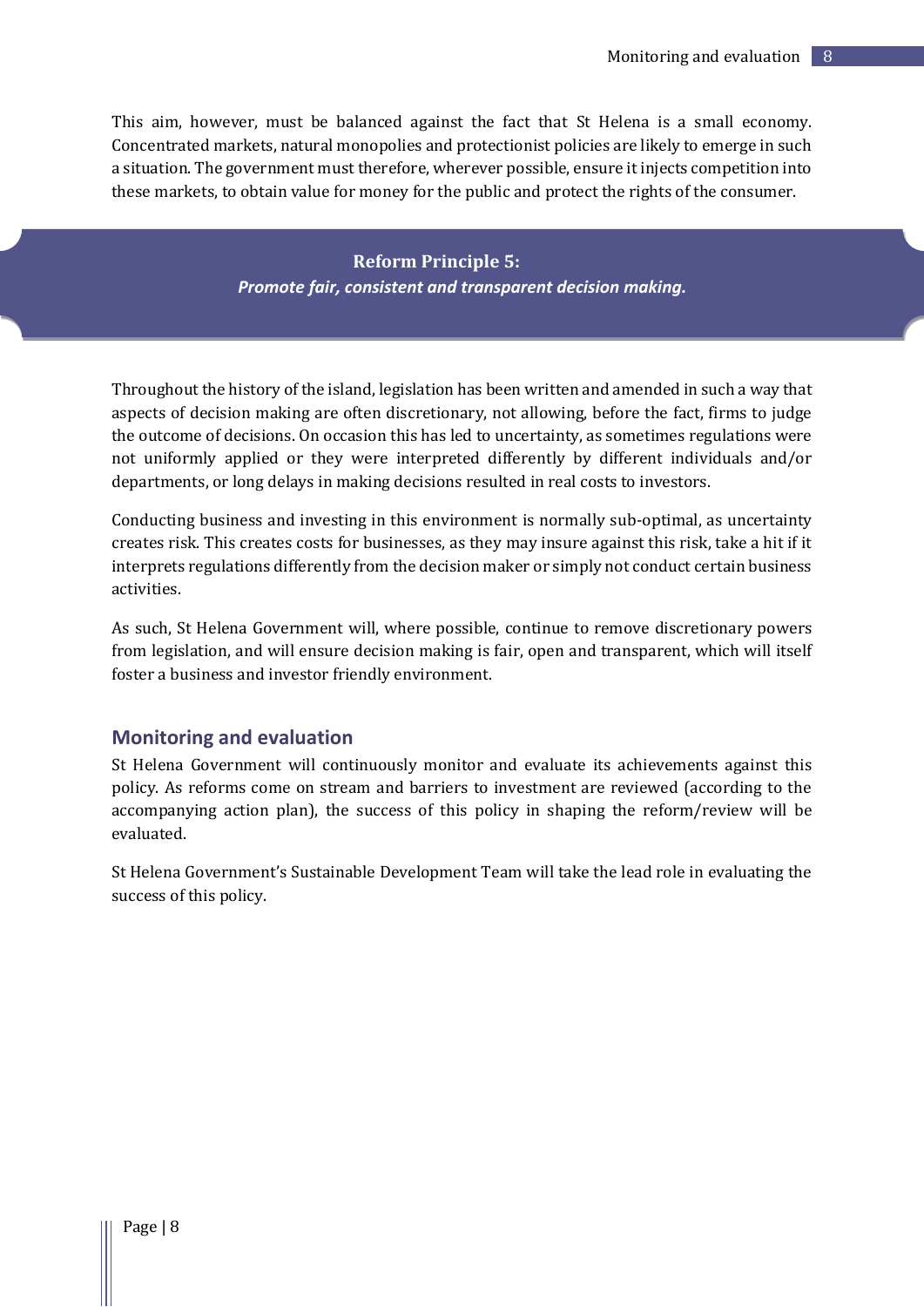This aim, however, must be balanced against the fact that St Helena is a small economy. Concentrated markets, natural monopolies and protectionist policies are likely to emerge in such a situation. The government must therefore, wherever possible, ensure it injects competition into these markets, to obtain value for money for the public and protect the rights of the consumer.

**Reform Principle 5:**

***Promote fair, consistent and transparent decision making.***

Throughout the history of the island, legislation has been written and amended in such a way that aspects of decision making are often discretionary, not allowing, before the fact, firms to judge the outcome of decisions. On occasion this has led to uncertainty, as sometimes regulations were not uniformly applied or they were interpreted differently by different individuals and/or departments, or long delays in making decisions resulted in real costs to investors.

Conducting business and investing in this environment is normally sub-optimal, as uncertainty creates risk. This creates costs for businesses, as they may insure against this risk, take a hit if it interprets regulations differently from the decision maker or simply not conduct certain business activities.

As such, St Helena Government will, where possible, continue to remove discretionary powers from legislation, and will ensure decision making is fair, open and transparent, which will itself foster a business and investor friendly environment.

## Monitoring and evaluation

St Helena Government will continuously monitor and evaluate its achievements against this policy. As reforms come on stream and barriers to investment are reviewed (according to the accompanying action plan), the success of this policy in shaping the reform/review will be evaluated.

St Helena Government's Sustainable Development Team will take the lead role in evaluating the success of this policy.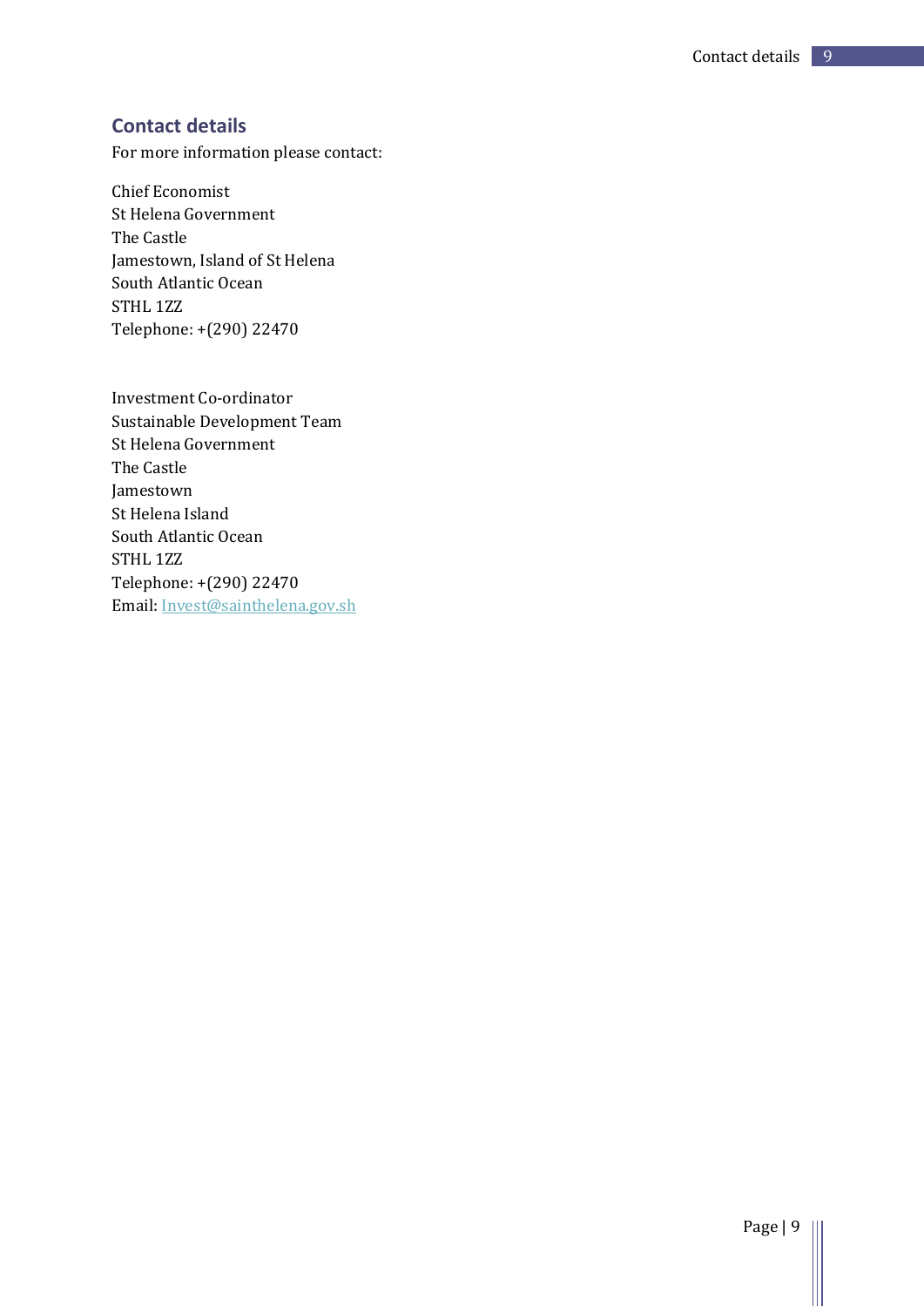## Contact details

For more information please contact:

Chief Economist
St Helena Government
The Castle
Jamestown, Island of St Helena
South Atlantic Ocean
STHL 1ZZ
Telephone: +(290) 22470

Investment Co-ordinator
Sustainable Development Team
St Helena Government
The Castle
Jamestown
St Helena Island
South Atlantic Ocean
STHL 1ZZ
Telephone: +(290) 22470
Email: Invest@sainthelena.gov.sh